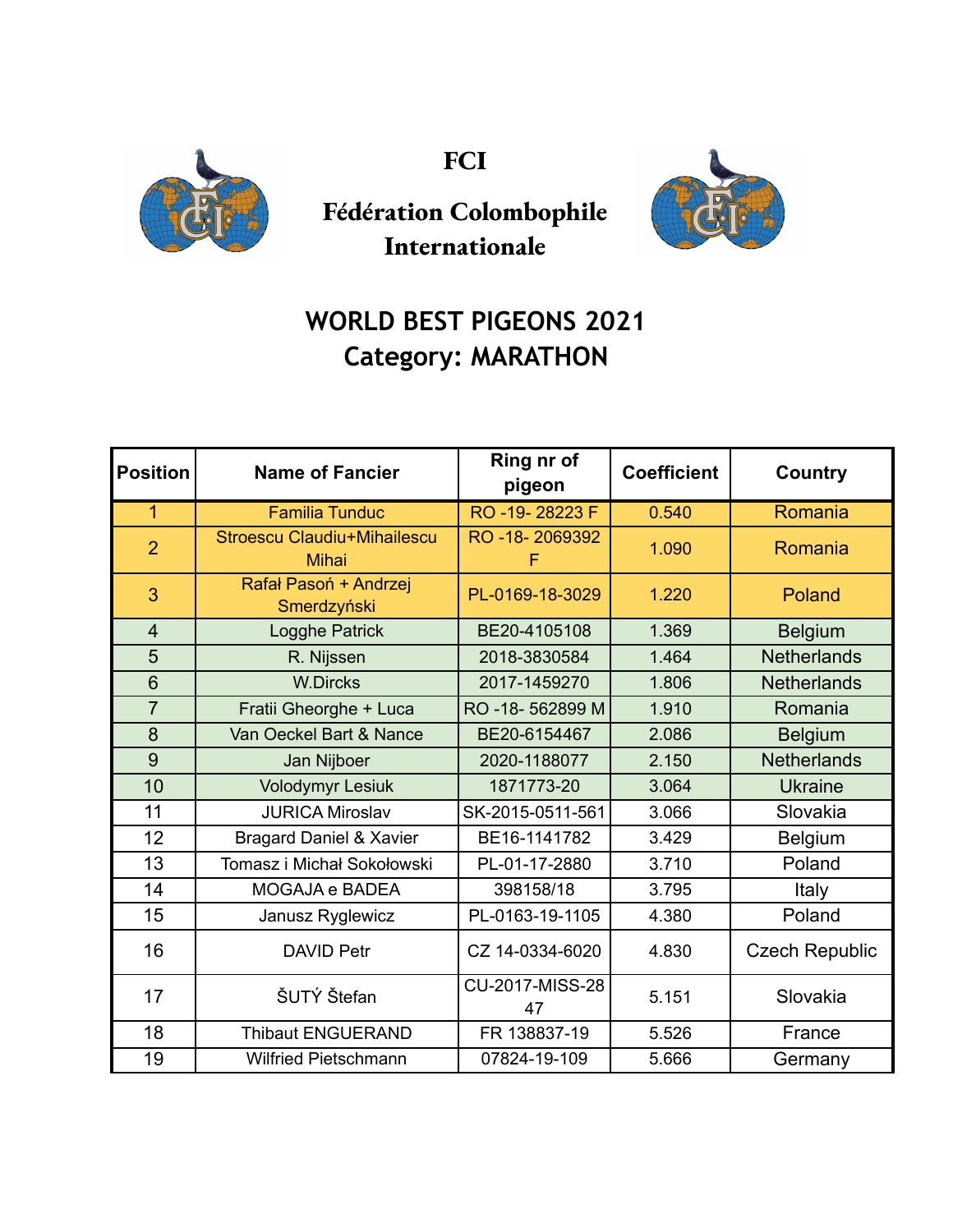# FCI

## Fédération Colombophile Internationale

## WORLD BEST PIGEONS 2021
## Category: MARATHON

| Position | Name of Fancier | Ring nr of pigeon | Coefficient | Country |
|---|---|---|---|---|
| 1 | Familia Tunduc | RO -19- 28223 F | 0.540 | Romania |
| 2 | Stroescu Claudiu+Mihailescu Mihai | RO -18- 2069392 F | 1.090 | Romania |
| 3 | Rafał Pasoń + Andrzej Smerdzyński | PL-0169-18-3029 | 1.220 | Poland |
| 4 | Logghe Patrick | BE20-4105108 | 1.369 | Belgium |
| 5 | R. Nijssen | 2018-3830584 | 1.464 | Netherlands |
| 6 | W.Dircks | 2017-1459270 | 1.806 | Netherlands |
| 7 | Fratii Gheorghe + Luca | RO -18- 562899 M | 1.910 | Romania |
| 8 | Van Oeckel Bart & Nance | BE20-6154467 | 2.086 | Belgium |
| 9 | Jan Nijboer | 2020-1188077 | 2.150 | Netherlands |
| 10 | Volodymyr Lesiuk | 1871773-20 | 3.064 | Ukraine |
| 11 | JURICA Miroslav | SK-2015-0511-561 | 3.066 | Slovakia |
| 12 | Bragard Daniel & Xavier | BE16-1141782 | 3.429 | Belgium |
| 13 | Tomasz i Michał Sokołowski | PL-01-17-2880 | 3.710 | Poland |
| 14 | MOGAJA e BADEA | 398158/18 | 3.795 | Italy |
| 15 | Janusz Ryglewicz | PL-0163-19-1105 | 4.380 | Poland |
| 16 | DAVID Petr | CZ 14-0334-6020 | 4.830 | Czech Republic |
| 17 | ŠUTÝ Štefan | CU-2017-MISS-2847 | 5.151 | Slovakia |
| 18 | Thibaut ENGUERAND | FR 138837-19 | 5.526 | France |
| 19 | Wilfried Pietschmann | 07824-19-109 | 5.666 | Germany |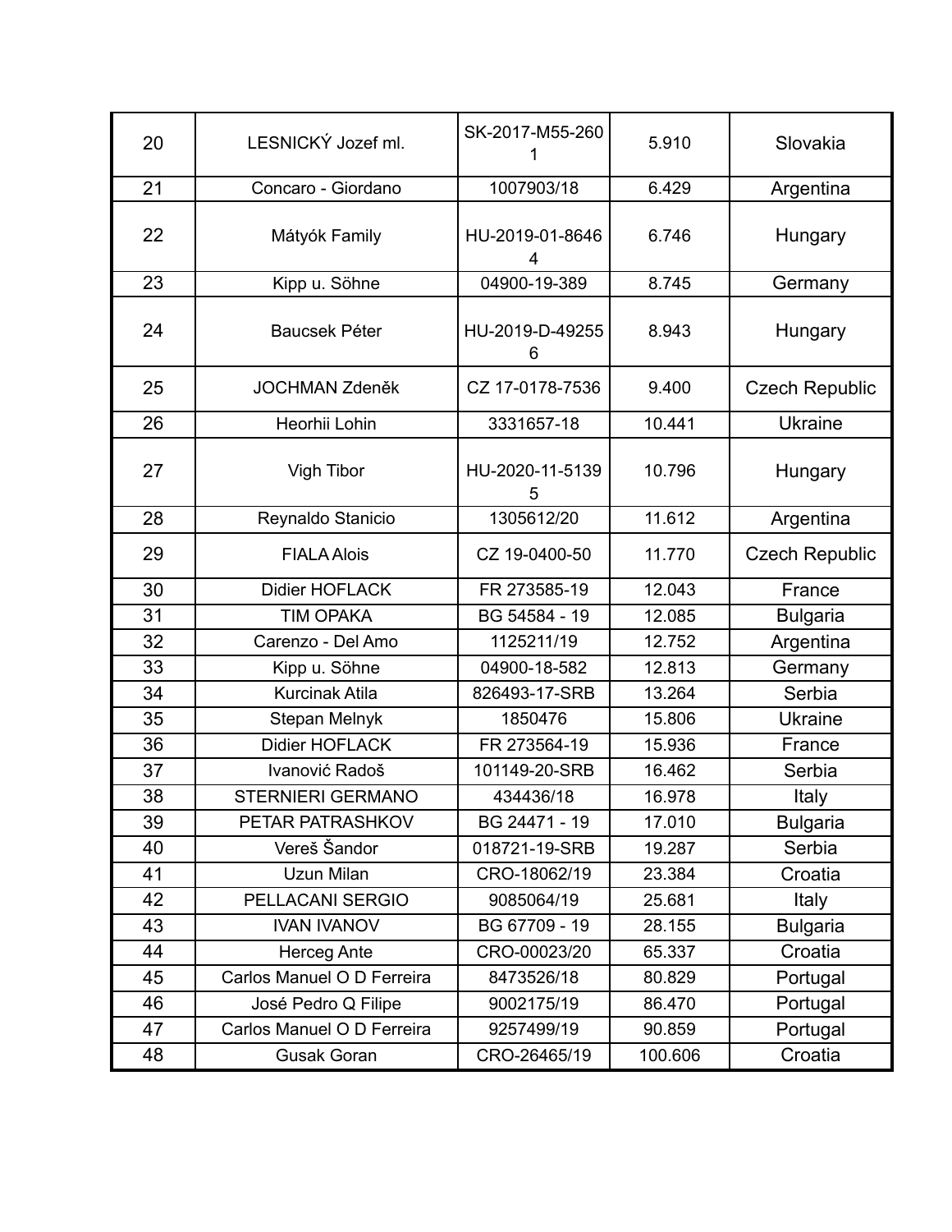| | | | | |
|---|---|---|---|---|
| 20 | LESNICKÝ Jozef ml. | SK-2017-M55-2601 | 5.910 | Slovakia |
| 21 | Concaro - Giordano | 1007903/18 | 6.429 | Argentina |
| 22 | Mátyók Family | HU-2019-01-86464 | 6.746 | Hungary |
| 23 | Kipp u. Söhne | 04900-19-389 | 8.745 | Germany |
| 24 | Baucsek Péter | HU-2019-D-492556 | 8.943 | Hungary |
| 25 | JOCHMAN Zdeněk | CZ 17-0178-7536 | 9.400 | Czech Republic |
| 26 | Heorhii Lohin | 3331657-18 | 10.441 | Ukraine |
| 27 | Vigh Tibor | HU-2020-11-51395 | 10.796 | Hungary |
| 28 | Reynaldo Stanicio | 1305612/20 | 11.612 | Argentina |
| 29 | FIALA Alois | CZ 19-0400-50 | 11.770 | Czech Republic |
| 30 | Didier HOFLACK | FR 273585-19 | 12.043 | France |
| 31 | TIM OPAKA | BG 54584 - 19 | 12.085 | Bulgaria |
| 32 | Carenzo - Del Amo | 1125211/19 | 12.752 | Argentina |
| 33 | Kipp u. Söhne | 04900-18-582 | 12.813 | Germany |
| 34 | Kurcinak Atila | 826493-17-SRB | 13.264 | Serbia |
| 35 | Stepan Melnyk | 1850476 | 15.806 | Ukraine |
| 36 | Didier HOFLACK | FR 273564-19 | 15.936 | France |
| 37 | Ivanović Radoš | 101149-20-SRB | 16.462 | Serbia |
| 38 | STERNIERI GERMANO | 434436/18 | 16.978 | Italy |
| 39 | PETAR PATRASHKOV | BG 24471 - 19 | 17.010 | Bulgaria |
| 40 | Vereš Šandor | 018721-19-SRB | 19.287 | Serbia |
| 41 | Uzun Milan | CRO-18062/19 | 23.384 | Croatia |
| 42 | PELLACANI SERGIO | 9085064/19 | 25.681 | Italy |
| 43 | IVAN IVANOV | BG 67709 - 19 | 28.155 | Bulgaria |
| 44 | Herceg Ante | CRO-00023/20 | 65.337 | Croatia |
| 45 | Carlos Manuel O D Ferreira | 8473526/18 | 80.829 | Portugal |
| 46 | José Pedro Q Filipe | 9002175/19 | 86.470 | Portugal |
| 47 | Carlos Manuel O D Ferreira | 9257499/19 | 90.859 | Portugal |
| 48 | Gusak Goran | CRO-26465/19 | 100.606 | Croatia |